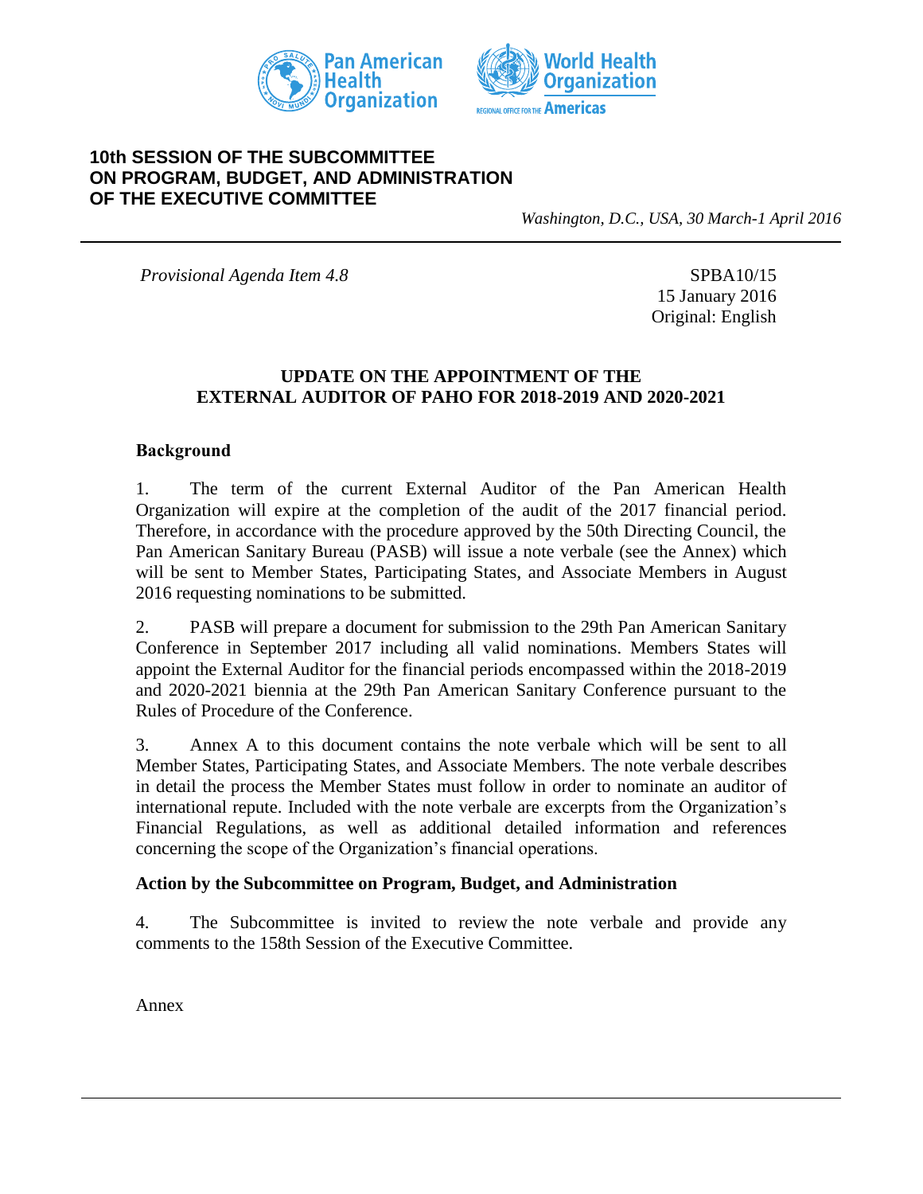Pan American Health Organization

World Health Organization

REGIONAL OFFICE FOR THE Americas

**10th SESSION OF THE SUBCOMMITTEE ON PROGRAM, BUDGET, AND ADMINISTRATION OF THE EXECUTIVE COMMITTEE**

*Washington, D.C., USA, 30 March-1 April 2016*

---

*Provisional Agenda Item 4.8*

SPBA10/15
15 January 2016
Original: English

## UPDATE ON THE APPOINTMENT OF THE EXTERNAL AUDITOR OF PAHO FOR 2018-2019 AND 2020-2021

### Background

1. The term of the current External Auditor of the Pan American Health Organization will expire at the completion of the audit of the 2017 financial period. Therefore, in accordance with the procedure approved by the 50th Directing Council, the Pan American Sanitary Bureau (PASB) will issue a note verbale (see the Annex) which will be sent to Member States, Participating States, and Associate Members in August 2016 requesting nominations to be submitted.

2. PASB will prepare a document for submission to the 29th Pan American Sanitary Conference in September 2017 including all valid nominations. Members States will appoint the External Auditor for the financial periods encompassed within the 2018-2019 and 2020-2021 biennia at the 29th Pan American Sanitary Conference pursuant to the Rules of Procedure of the Conference.

3. Annex A to this document contains the note verbale which will be sent to all Member States, Participating States, and Associate Members. The note verbale describes in detail the process the Member States must follow in order to nominate an auditor of international repute. Included with the note verbale are excerpts from the Organization's Financial Regulations, as well as additional detailed information and references concerning the scope of the Organization's financial operations.

### Action by the Subcommittee on Program, Budget, and Administration

4. The Subcommittee is invited to review the note verbale and provide any comments to the 158th Session of the Executive Committee.

Annex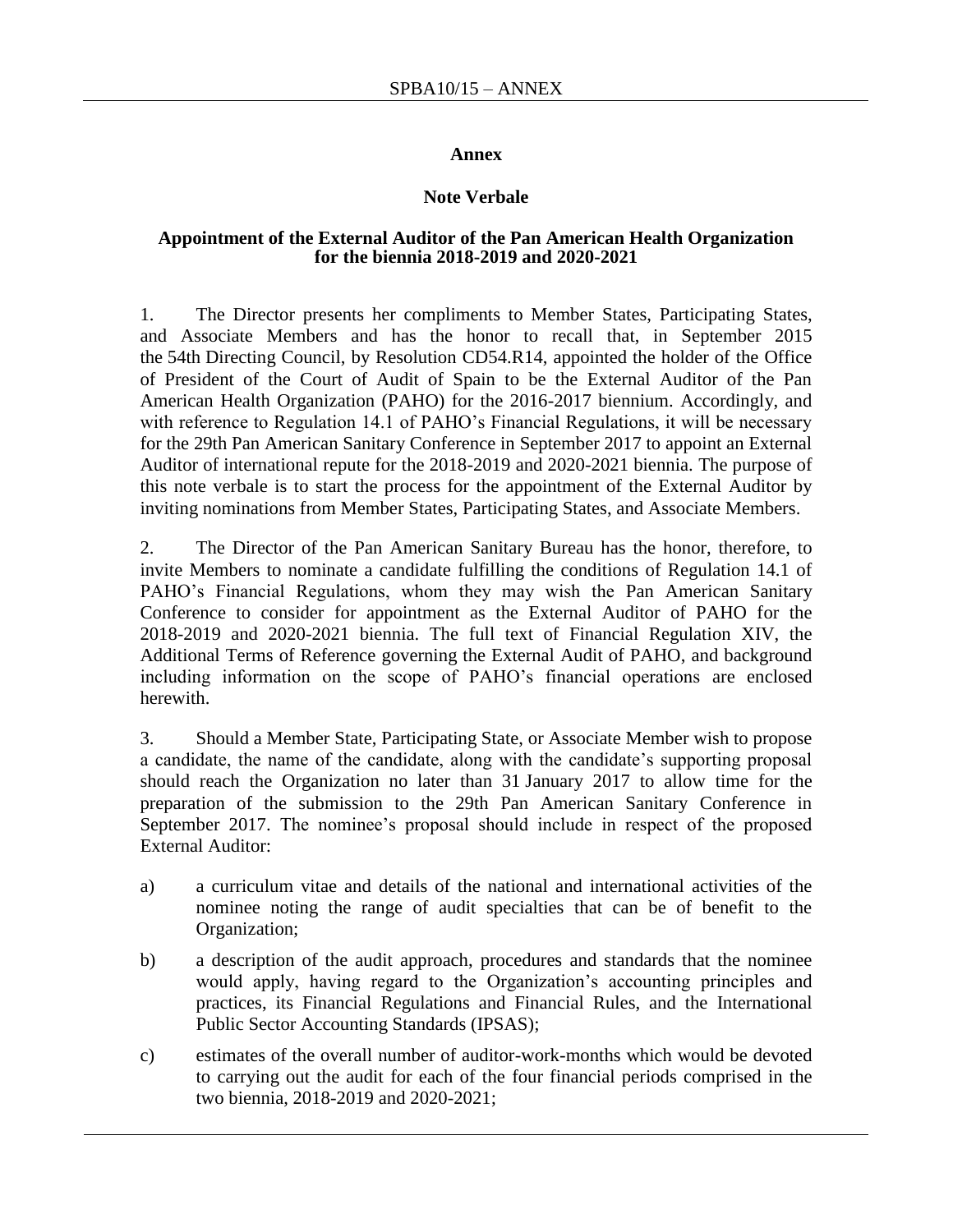## Annex

### Note Verbale

### Appointment of the External Auditor of the Pan American Health Organization for the biennia 2018-2019 and 2020-2021

1. The Director presents her compliments to Member States, Participating States, and Associate Members and has the honor to recall that, in September 2015 the 54th Directing Council, by Resolution CD54.R14, appointed the holder of the Office of President of the Court of Audit of Spain to be the External Auditor of the Pan American Health Organization (PAHO) for the 2016-2017 biennium. Accordingly, and with reference to Regulation 14.1 of PAHO's Financial Regulations, it will be necessary for the 29th Pan American Sanitary Conference in September 2017 to appoint an External Auditor of international repute for the 2018-2019 and 2020-2021 biennia. The purpose of this note verbale is to start the process for the appointment of the External Auditor by inviting nominations from Member States, Participating States, and Associate Members.

2. The Director of the Pan American Sanitary Bureau has the honor, therefore, to invite Members to nominate a candidate fulfilling the conditions of Regulation 14.1 of PAHO's Financial Regulations, whom they may wish the Pan American Sanitary Conference to consider for appointment as the External Auditor of PAHO for the 2018-2019 and 2020-2021 biennia. The full text of Financial Regulation XIV, the Additional Terms of Reference governing the External Audit of PAHO, and background including information on the scope of PAHO's financial operations are enclosed herewith.

3. Should a Member State, Participating State, or Associate Member wish to propose a candidate, the name of the candidate, along with the candidate's supporting proposal should reach the Organization no later than 31 January 2017 to allow time for the preparation of the submission to the 29th Pan American Sanitary Conference in September 2017. The nominee's proposal should include in respect of the proposed External Auditor:

a) a curriculum vitae and details of the national and international activities of the nominee noting the range of audit specialties that can be of benefit to the Organization;

b) a description of the audit approach, procedures and standards that the nominee would apply, having regard to the Organization's accounting principles and practices, its Financial Regulations and Financial Rules, and the International Public Sector Accounting Standards (IPSAS);

c) estimates of the overall number of auditor-work-months which would be devoted to carrying out the audit for each of the four financial periods comprised in the two biennia, 2018-2019 and 2020-2021;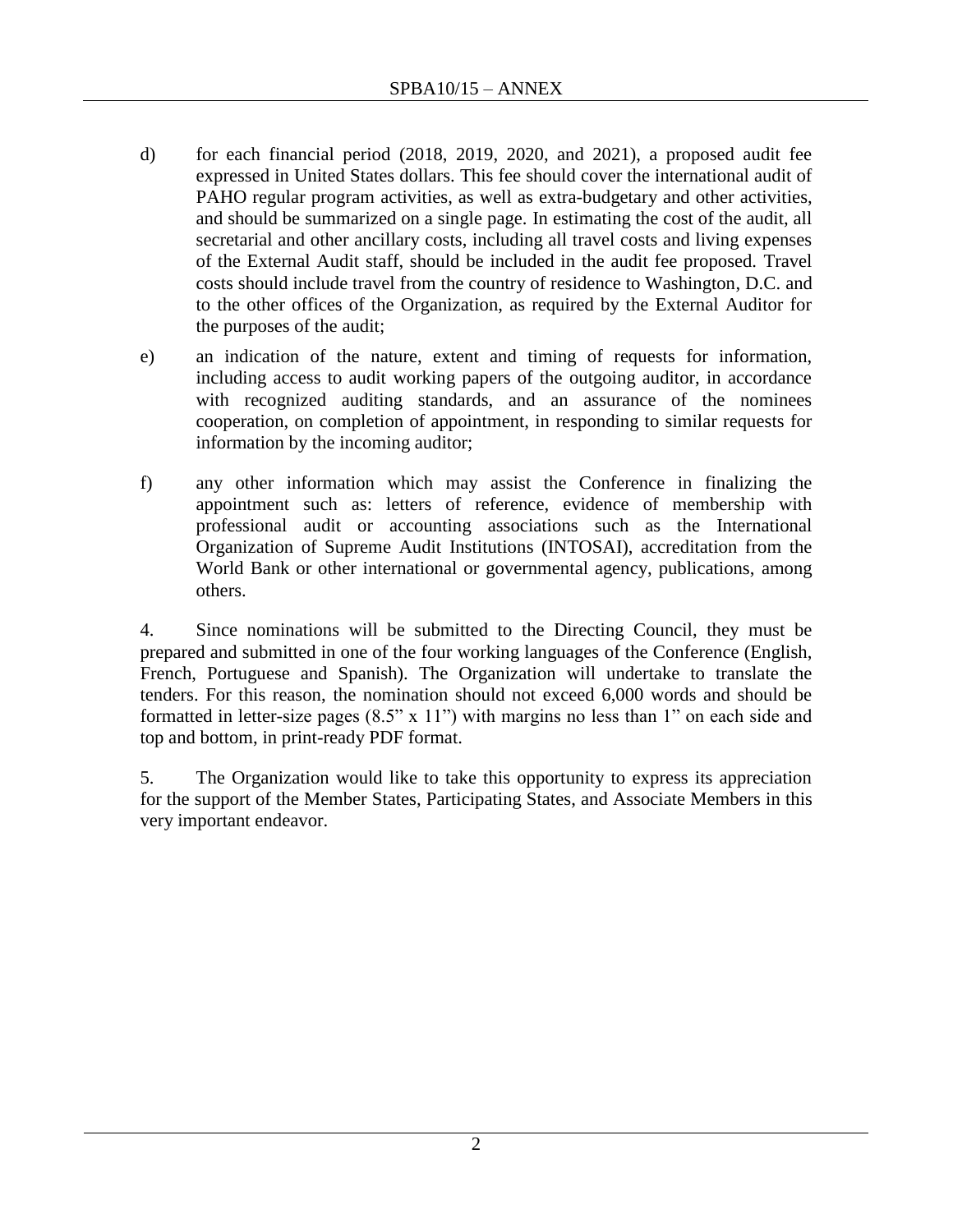d) for each financial period (2018, 2019, 2020, and 2021), a proposed audit fee expressed in United States dollars. This fee should cover the international audit of PAHO regular program activities, as well as extra-budgetary and other activities, and should be summarized on a single page. In estimating the cost of the audit, all secretarial and other ancillary costs, including all travel costs and living expenses of the External Audit staff, should be included in the audit fee proposed. Travel costs should include travel from the country of residence to Washington, D.C. and to the other offices of the Organization, as required by the External Auditor for the purposes of the audit;

e) an indication of the nature, extent and timing of requests for information, including access to audit working papers of the outgoing auditor, in accordance with recognized auditing standards, and an assurance of the nominees cooperation, on completion of appointment, in responding to similar requests for information by the incoming auditor;

f) any other information which may assist the Conference in finalizing the appointment such as: letters of reference, evidence of membership with professional audit or accounting associations such as the International Organization of Supreme Audit Institutions (INTOSAI), accreditation from the World Bank or other international or governmental agency, publications, among others.

4. Since nominations will be submitted to the Directing Council, they must be prepared and submitted in one of the four working languages of the Conference (English, French, Portuguese and Spanish). The Organization will undertake to translate the tenders. For this reason, the nomination should not exceed 6,000 words and should be formatted in letter-size pages (8.5" x 11") with margins no less than 1" on each side and top and bottom, in print-ready PDF format.

5. The Organization would like to take this opportunity to express its appreciation for the support of the Member States, Participating States, and Associate Members in this very important endeavor.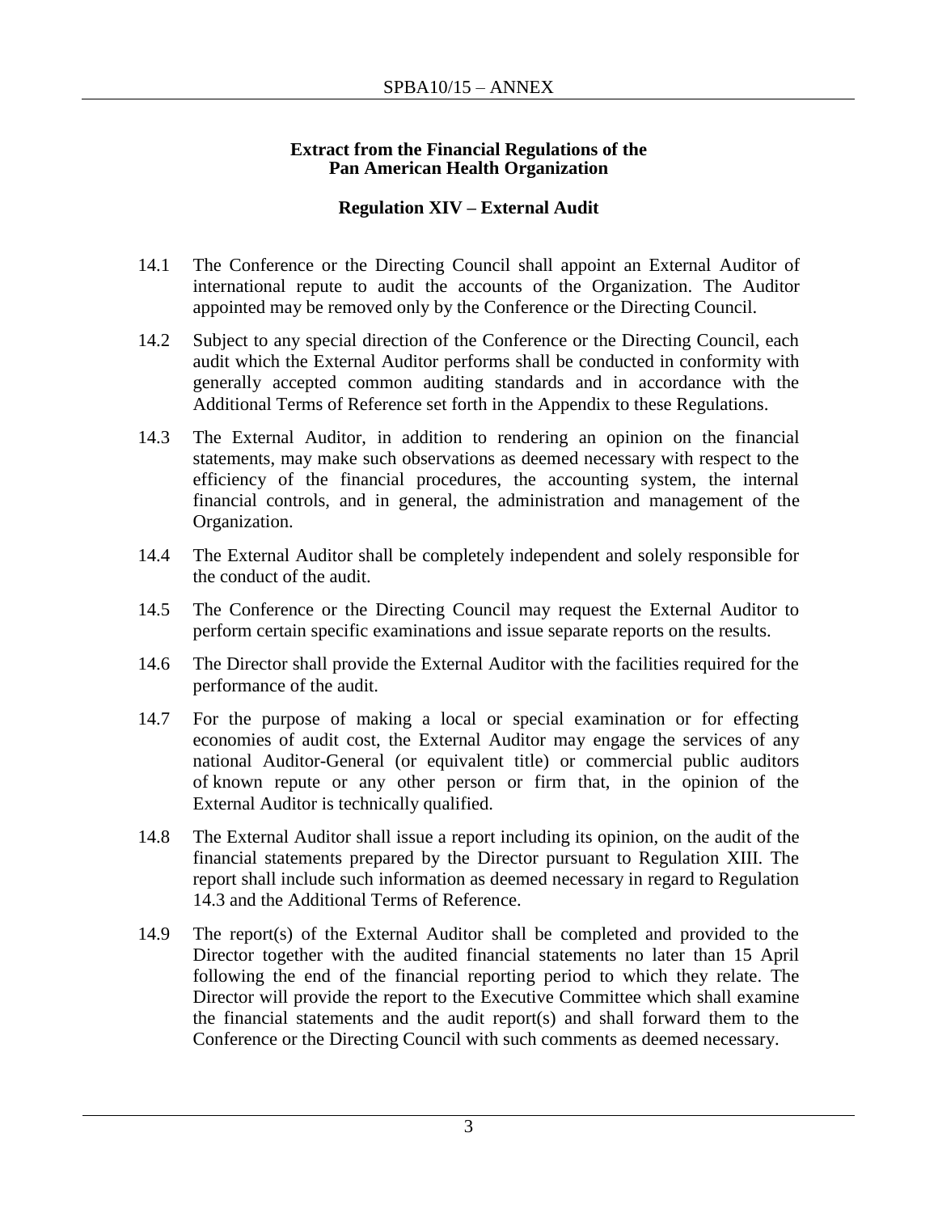**Extract from the Financial Regulations of the Pan American Health Organization**

**Regulation XIV – External Audit**

14.1 The Conference or the Directing Council shall appoint an External Auditor of international repute to audit the accounts of the Organization. The Auditor appointed may be removed only by the Conference or the Directing Council.

14.2 Subject to any special direction of the Conference or the Directing Council, each audit which the External Auditor performs shall be conducted in conformity with generally accepted common auditing standards and in accordance with the Additional Terms of Reference set forth in the Appendix to these Regulations.

14.3 The External Auditor, in addition to rendering an opinion on the financial statements, may make such observations as deemed necessary with respect to the efficiency of the financial procedures, the accounting system, the internal financial controls, and in general, the administration and management of the Organization.

14.4 The External Auditor shall be completely independent and solely responsible for the conduct of the audit.

14.5 The Conference or the Directing Council may request the External Auditor to perform certain specific examinations and issue separate reports on the results.

14.6 The Director shall provide the External Auditor with the facilities required for the performance of the audit.

14.7 For the purpose of making a local or special examination or for effecting economies of audit cost, the External Auditor may engage the services of any national Auditor-General (or equivalent title) or commercial public auditors of known repute or any other person or firm that, in the opinion of the External Auditor is technically qualified.

14.8 The External Auditor shall issue a report including its opinion, on the audit of the financial statements prepared by the Director pursuant to Regulation XIII. The report shall include such information as deemed necessary in regard to Regulation 14.3 and the Additional Terms of Reference.

14.9 The report(s) of the External Auditor shall be completed and provided to the Director together with the audited financial statements no later than 15 April following the end of the financial reporting period to which they relate. The Director will provide the report to the Executive Committee which shall examine the financial statements and the audit report(s) and shall forward them to the Conference or the Directing Council with such comments as deemed necessary.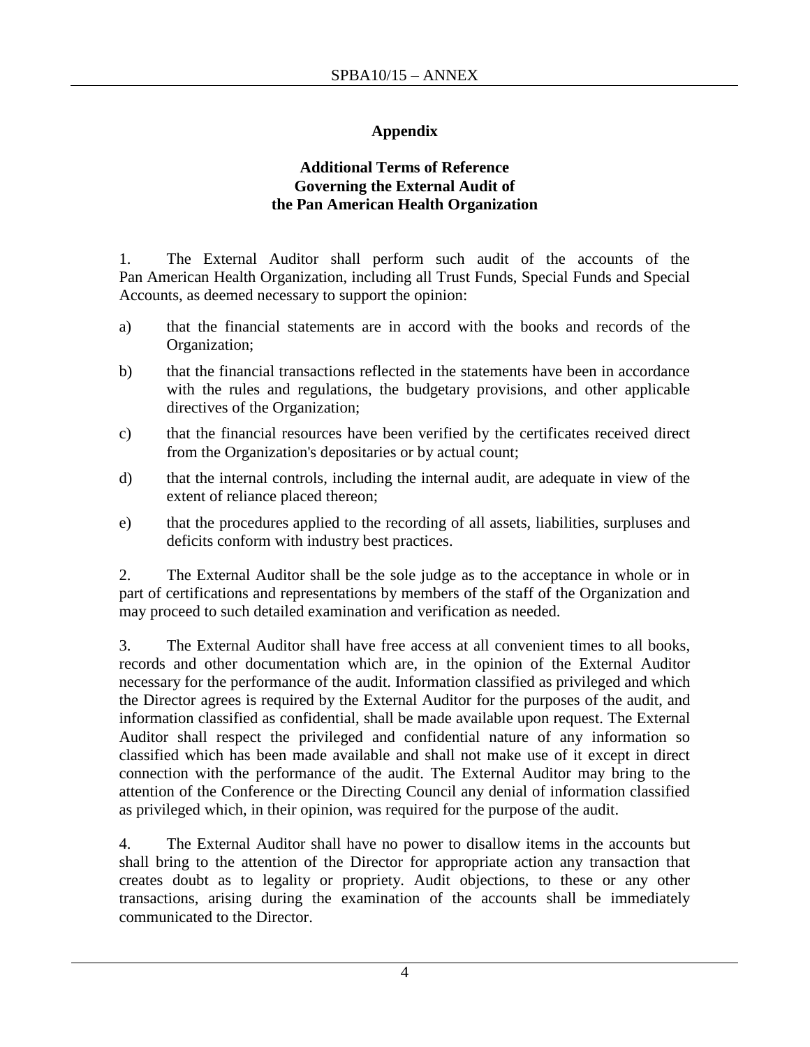## Appendix

### Additional Terms of Reference Governing the External Audit of the Pan American Health Organization

1. The External Auditor shall perform such audit of the accounts of the Pan American Health Organization, including all Trust Funds, Special Funds and Special Accounts, as deemed necessary to support the opinion:

a) that the financial statements are in accord with the books and records of the Organization;

b) that the financial transactions reflected in the statements have been in accordance with the rules and regulations, the budgetary provisions, and other applicable directives of the Organization;

c) that the financial resources have been verified by the certificates received direct from the Organization's depositaries or by actual count;

d) that the internal controls, including the internal audit, are adequate in view of the extent of reliance placed thereon;

e) that the procedures applied to the recording of all assets, liabilities, surpluses and deficits conform with industry best practices.

2. The External Auditor shall be the sole judge as to the acceptance in whole or in part of certifications and representations by members of the staff of the Organization and may proceed to such detailed examination and verification as needed.

3. The External Auditor shall have free access at all convenient times to all books, records and other documentation which are, in the opinion of the External Auditor necessary for the performance of the audit. Information classified as privileged and which the Director agrees is required by the External Auditor for the purposes of the audit, and information classified as confidential, shall be made available upon request. The External Auditor shall respect the privileged and confidential nature of any information so classified which has been made available and shall not make use of it except in direct connection with the performance of the audit. The External Auditor may bring to the attention of the Conference or the Directing Council any denial of information classified as privileged which, in their opinion, was required for the purpose of the audit.

4. The External Auditor shall have no power to disallow items in the accounts but shall bring to the attention of the Director for appropriate action any transaction that creates doubt as to legality or propriety. Audit objections, to these or any other transactions, arising during the examination of the accounts shall be immediately communicated to the Director.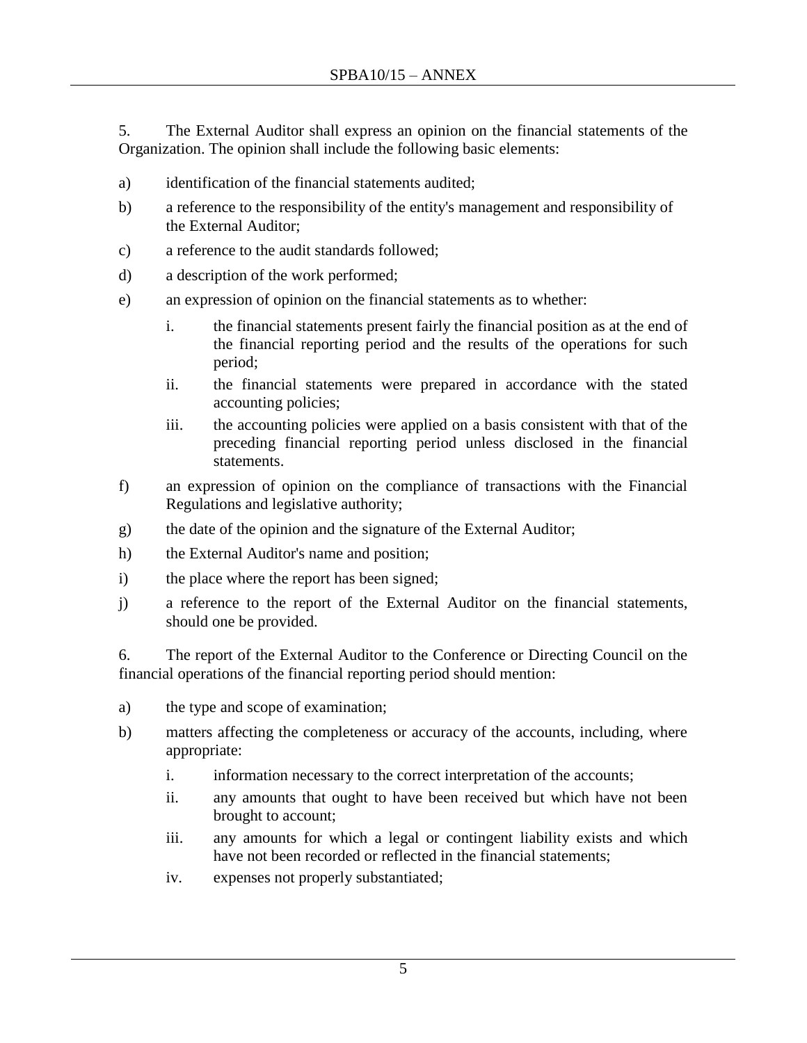5. The External Auditor shall express an opinion on the financial statements of the Organization. The opinion shall include the following basic elements:

a) identification of the financial statements audited;

b) a reference to the responsibility of the entity's management and responsibility of the External Auditor;

c) a reference to the audit standards followed;

d) a description of the work performed;

e) an expression of opinion on the financial statements as to whether:

   i. the financial statements present fairly the financial position as at the end of the financial reporting period and the results of the operations for such period;

   ii. the financial statements were prepared in accordance with the stated accounting policies;

   iii. the accounting policies were applied on a basis consistent with that of the preceding financial reporting period unless disclosed in the financial statements.

f) an expression of opinion on the compliance of transactions with the Financial Regulations and legislative authority;

g) the date of the opinion and the signature of the External Auditor;

h) the External Auditor's name and position;

i) the place where the report has been signed;

j) a reference to the report of the External Auditor on the financial statements, should one be provided.

6. The report of the External Auditor to the Conference or Directing Council on the financial operations of the financial reporting period should mention:

a) the type and scope of examination;

b) matters affecting the completeness or accuracy of the accounts, including, where appropriate:

   i. information necessary to the correct interpretation of the accounts;

   ii. any amounts that ought to have been received but which have not been brought to account;

   iii. any amounts for which a legal or contingent liability exists and which have not been recorded or reflected in the financial statements;

   iv. expenses not properly substantiated;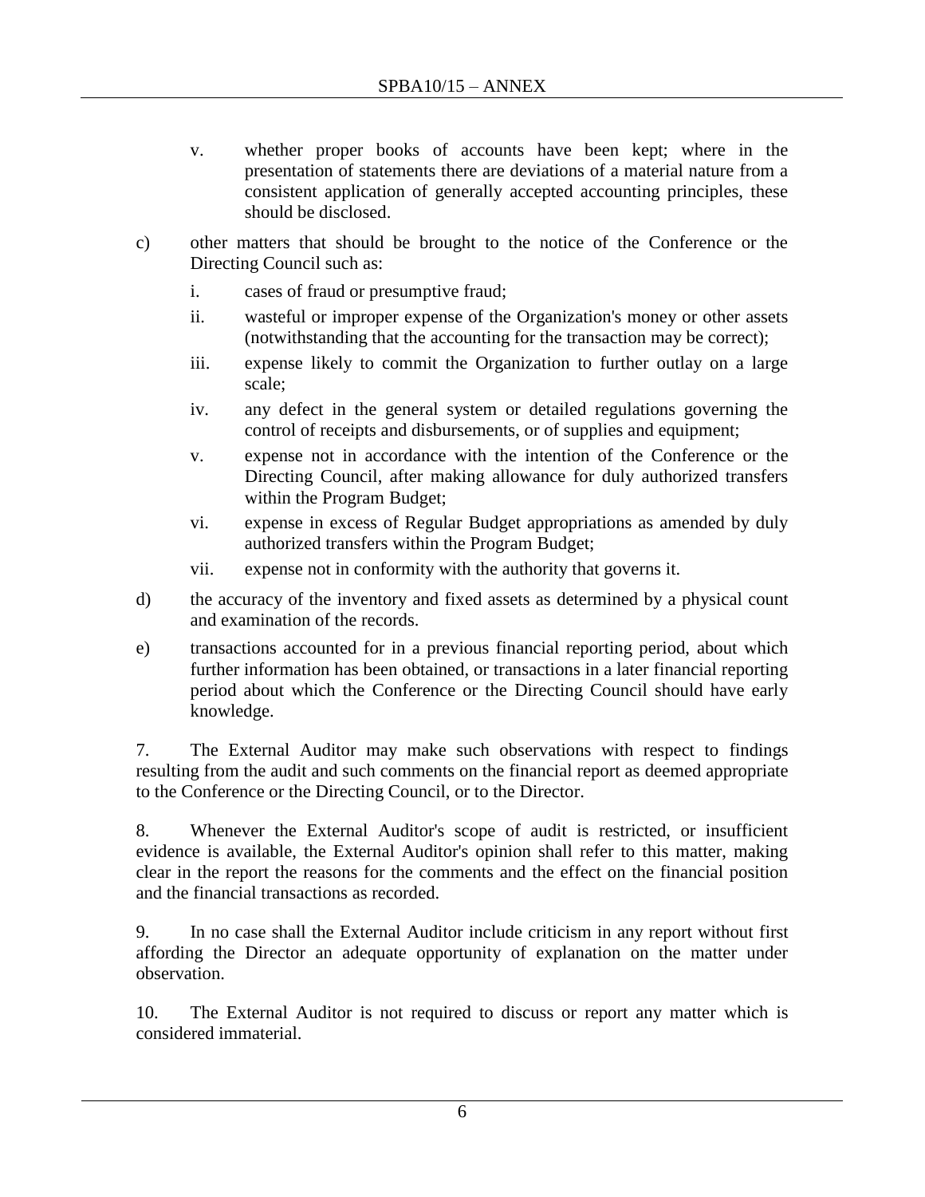v. whether proper books of accounts have been kept; where in the presentation of statements there are deviations of a material nature from a consistent application of generally accepted accounting principles, these should be disclosed.

c) other matters that should be brought to the notice of the Conference or the Directing Council such as:

   i. cases of fraud or presumptive fraud;

   ii. wasteful or improper expense of the Organization's money or other assets (notwithstanding that the accounting for the transaction may be correct);

   iii. expense likely to commit the Organization to further outlay on a large scale;

   iv. any defect in the general system or detailed regulations governing the control of receipts and disbursements, or of supplies and equipment;

   v. expense not in accordance with the intention of the Conference or the Directing Council, after making allowance for duly authorized transfers within the Program Budget;

   vi. expense in excess of Regular Budget appropriations as amended by duly authorized transfers within the Program Budget;

   vii. expense not in conformity with the authority that governs it.

d) the accuracy of the inventory and fixed assets as determined by a physical count and examination of the records.

e) transactions accounted for in a previous financial reporting period, about which further information has been obtained, or transactions in a later financial reporting period about which the Conference or the Directing Council should have early knowledge.

7. The External Auditor may make such observations with respect to findings resulting from the audit and such comments on the financial report as deemed appropriate to the Conference or the Directing Council, or to the Director.

8. Whenever the External Auditor's scope of audit is restricted, or insufficient evidence is available, the External Auditor's opinion shall refer to this matter, making clear in the report the reasons for the comments and the effect on the financial position and the financial transactions as recorded.

9. In no case shall the External Auditor include criticism in any report without first affording the Director an adequate opportunity of explanation on the matter under observation.

10. The External Auditor is not required to discuss or report any matter which is considered immaterial.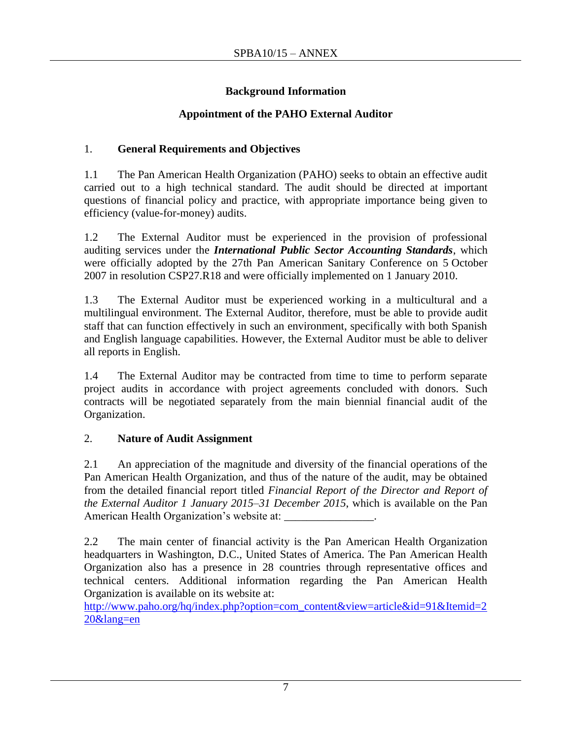## Background Information

## Appointment of the PAHO External Auditor

### 1. General Requirements and Objectives

1.1 The Pan American Health Organization (PAHO) seeks to obtain an effective audit carried out to a high technical standard. The audit should be directed at important questions of financial policy and practice, with appropriate importance being given to efficiency (value-for-money) audits.

1.2 The External Auditor must be experienced in the provision of professional auditing services under the ***International Public Sector Accounting Standards***, which were officially adopted by the 27th Pan American Sanitary Conference on 5 October 2007 in resolution CSP27.R18 and were officially implemented on 1 January 2010.

1.3 The External Auditor must be experienced working in a multicultural and a multilingual environment. The External Auditor, therefore, must be able to provide audit staff that can function effectively in such an environment, specifically with both Spanish and English language capabilities. However, the External Auditor must be able to deliver all reports in English.

1.4 The External Auditor may be contracted from time to time to perform separate project audits in accordance with project agreements concluded with donors. Such contracts will be negotiated separately from the main biennial financial audit of the Organization.

### 2. Nature of Audit Assignment

2.1 An appreciation of the magnitude and diversity of the financial operations of the Pan American Health Organization, and thus of the nature of the audit, may be obtained from the detailed financial report titled *Financial Report of the Director and Report of the External Auditor 1 January 2015–31 December 2015*, which is available on the Pan American Health Organization's website at: ________________.

2.2 The main center of financial activity is the Pan American Health Organization headquarters in Washington, D.C., United States of America. The Pan American Health Organization also has a presence in 28 countries through representative offices and technical centers. Additional information regarding the Pan American Health Organization is available on its website at:
[http://www.paho.org/hq/index.php?option=com_content&view=article&id=91&Itemid=220&lang=en](http://www.paho.org/hq/index.php?option=com_content&view=article&id=91&Itemid=220&lang=en)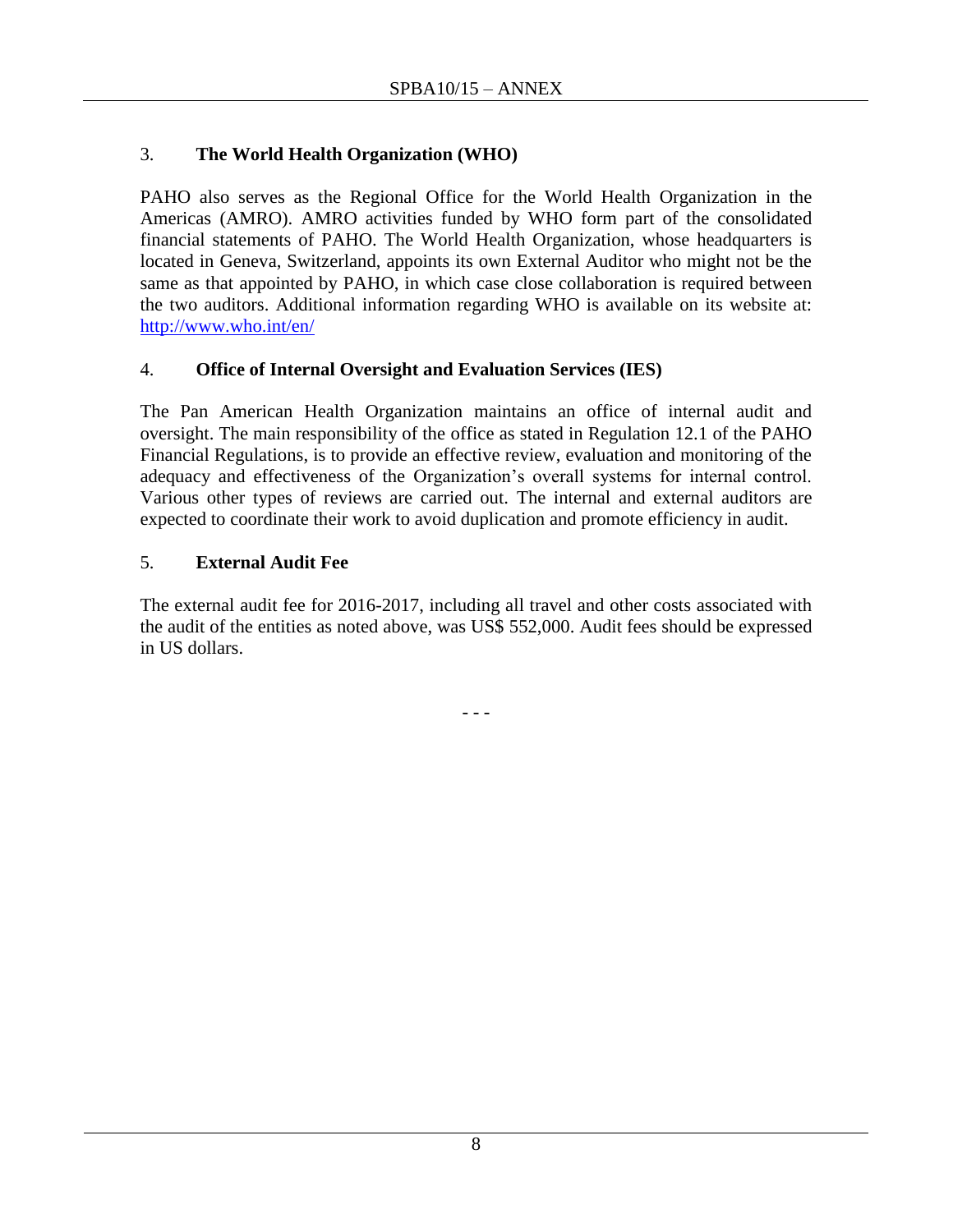### 3. **The World Health Organization (WHO)**

PAHO also serves as the Regional Office for the World Health Organization in the Americas (AMRO). AMRO activities funded by WHO form part of the consolidated financial statements of PAHO. The World Health Organization, whose headquarters is located in Geneva, Switzerland, appoints its own External Auditor who might not be the same as that appointed by PAHO, in which case close collaboration is required between the two auditors. Additional information regarding WHO is available on its website at: http://www.who.int/en/

### 4. **Office of Internal Oversight and Evaluation Services (IES)**

The Pan American Health Organization maintains an office of internal audit and oversight. The main responsibility of the office as stated in Regulation 12.1 of the PAHO Financial Regulations, is to provide an effective review, evaluation and monitoring of the adequacy and effectiveness of the Organization's overall systems for internal control. Various other types of reviews are carried out. The internal and external auditors are expected to coordinate their work to avoid duplication and promote efficiency in audit.

### 5. **External Audit Fee**

The external audit fee for 2016-2017, including all travel and other costs associated with the audit of the entities as noted above, was US$ 552,000. Audit fees should be expressed in US dollars.

- - -